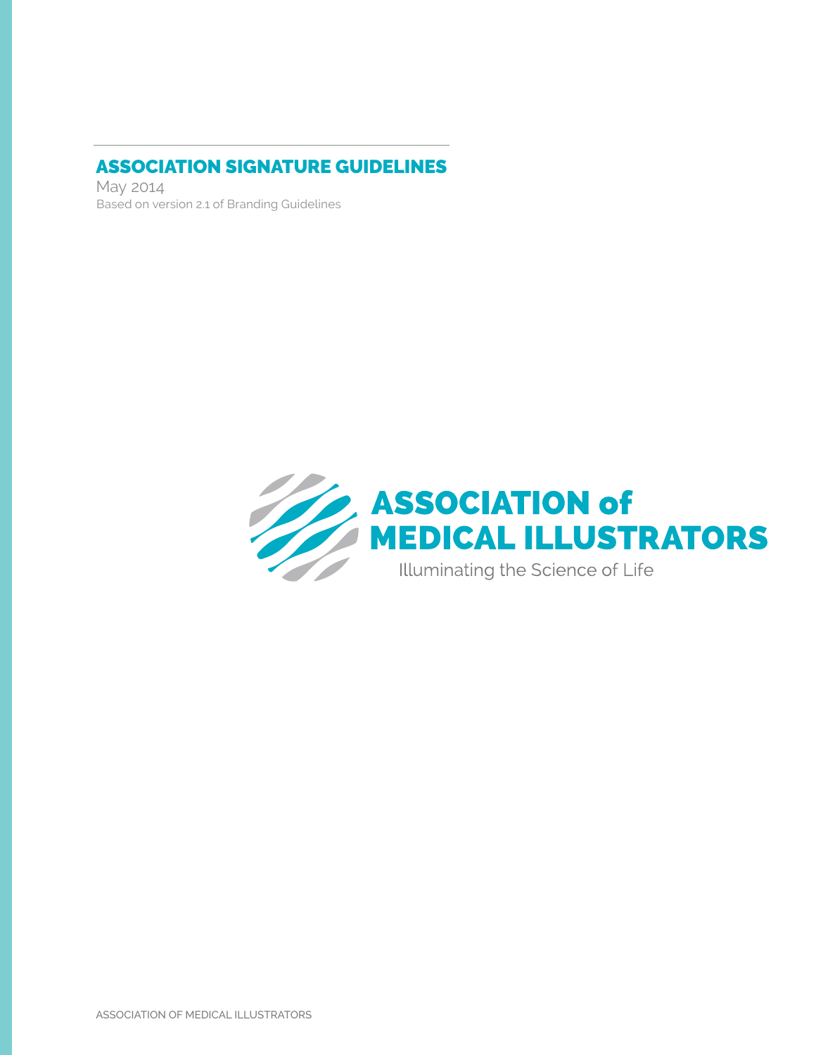# ASSOCIATION SIGNATURE GUIDELINES

May 2014

Based on version 2.1 of Branding Guidelines

ASSOCIATION of MEDICAL ILLUSTRATORS

Illuminating the Science of Life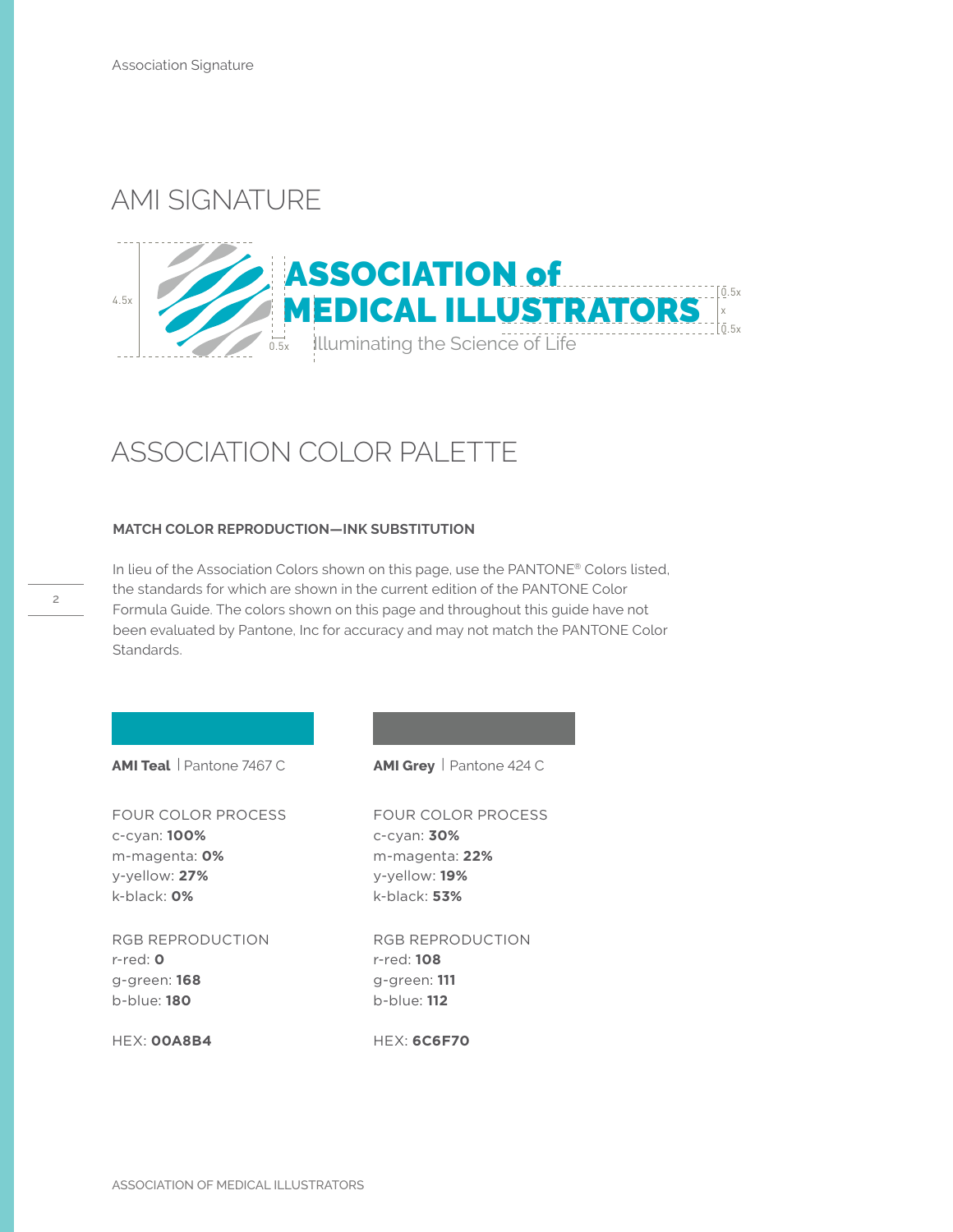## AMI SIGNATURE

## ASSOCIATION COLOR PALETTE

**MATCH COLOR REPRODUCTION—INK SUBSTITUTION**

In lieu of the Association Colors shown on this page, use the PANTONE® Colors listed, the standards for which are shown in the current edition of the PANTONE Color Formula Guide. The colors shown on this page and throughout this guide have not been evaluated by Pantone, Inc for accuracy and may not match the PANTONE Color Standards.

**AMI Teal** | Pantone 7467 C

FOUR COLOR PROCESS
c-cyan: **100%**
m-magenta: **0%**
y-yellow: **27%**
k-black: **0%**

RGB REPRODUCTION
r-red: **0**
g-green: **168**
b-blue: **180**

HEX: **00A8B4**

**AMI Grey** | Pantone 424 C

FOUR COLOR PROCESS
c-cyan: **30%**
m-magenta: **22%**
y-yellow: **19%**
k-black: **53%**

RGB REPRODUCTION
r-red: **108**
g-green: **111**
b-blue: **112**

HEX: **6C6F70**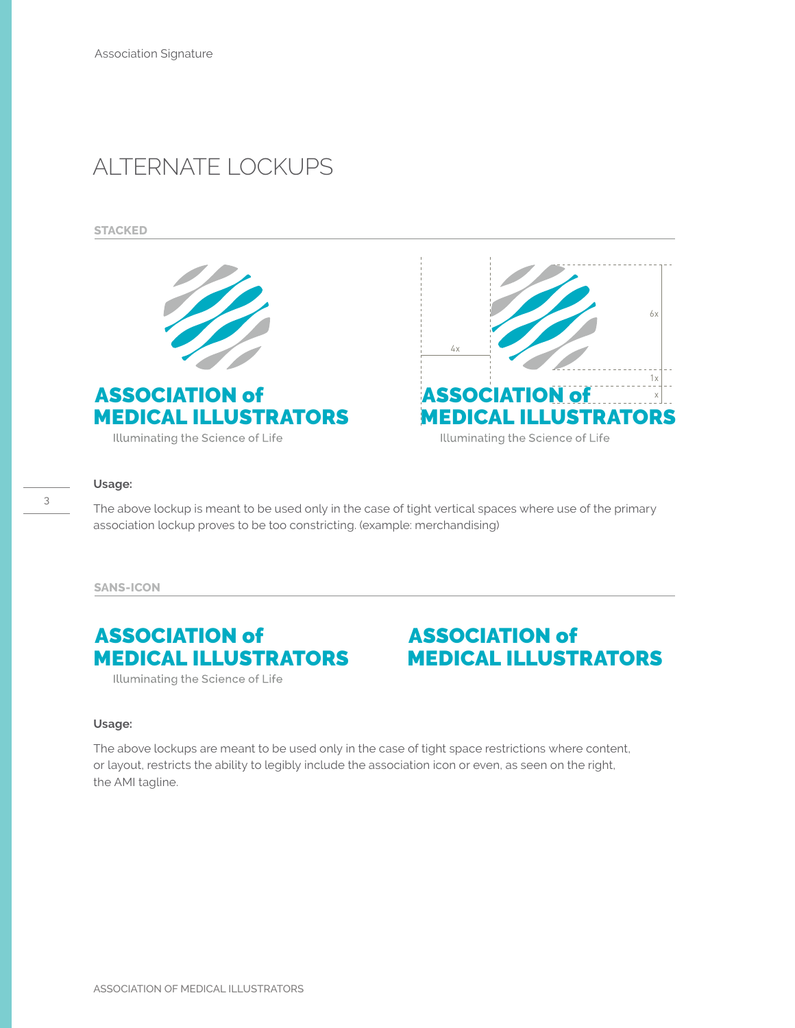## ALTERNATE LOCKUPS

### STACKED

ASSOCIATION of
MEDICAL ILLUSTRATORS
Illuminating the Science of Life

4x 6x 1x x

ASSOCIATION of
MEDICAL ILLUSTRATORS
Illuminating the Science of Life

**Usage:**

The above lockup is meant to be used only in the case of tight vertical spaces where use of the primary association lockup proves to be too constricting. (example: merchandising)

### SANS-ICON

ASSOCIATION of
MEDICAL ILLUSTRATORS
Illuminating the Science of Life

ASSOCIATION of
MEDICAL ILLUSTRATORS

**Usage:**

The above lockups are meant to be used only in the case of tight space restrictions where content, or layout, restricts the ability to legibly include the association icon or even, as seen on the right, the AMI tagline.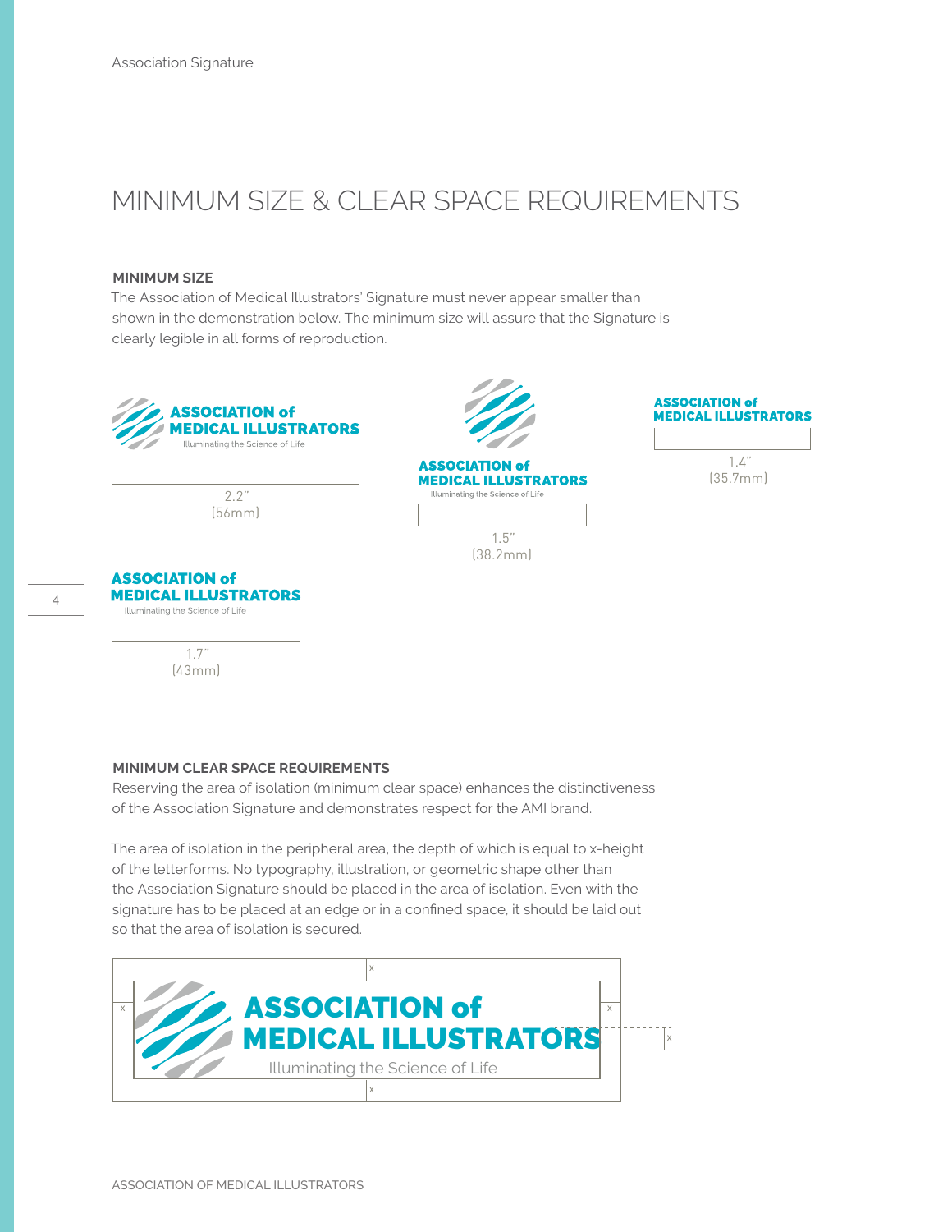# MINIMUM SIZE & CLEAR SPACE REQUIREMENTS

**MINIMUM SIZE**

The Association of Medical Illustrators' Signature must never appear smaller than shown in the demonstration below. The minimum size will assure that the Signature is clearly legible in all forms of reproduction.

ASSOCIATION of MEDICAL ILLUSTRATORS
Illuminating the Science of Life

2.2"
(56mm)

ASSOCIATION of MEDICAL ILLUSTRATORS
Illuminating the Science of Life

1.5"
(38.2mm)

ASSOCIATION of MEDICAL ILLUSTRATORS

1.4"
(35.7mm)

ASSOCIATION of MEDICAL ILLUSTRATORS
Illuminating the Science of Life

1.7"
(43mm)

**MINIMUM CLEAR SPACE REQUIREMENTS**

Reserving the area of isolation (minimum clear space) enhances the distinctiveness of the Association Signature and demonstrates respect for the AMI brand.

The area of isolation in the peripheral area, the depth of which is equal to x-height of the letterforms. No typography, illustration, or geometric shape other than the Association Signature should be placed in the area of isolation. Even with the signature has to be placed at an edge or in a confined space, it should be laid out so that the area of isolation is secured.

ASSOCIATION of MEDICAL ILLUSTRATORS
Illuminating the Science of Life

x x x x x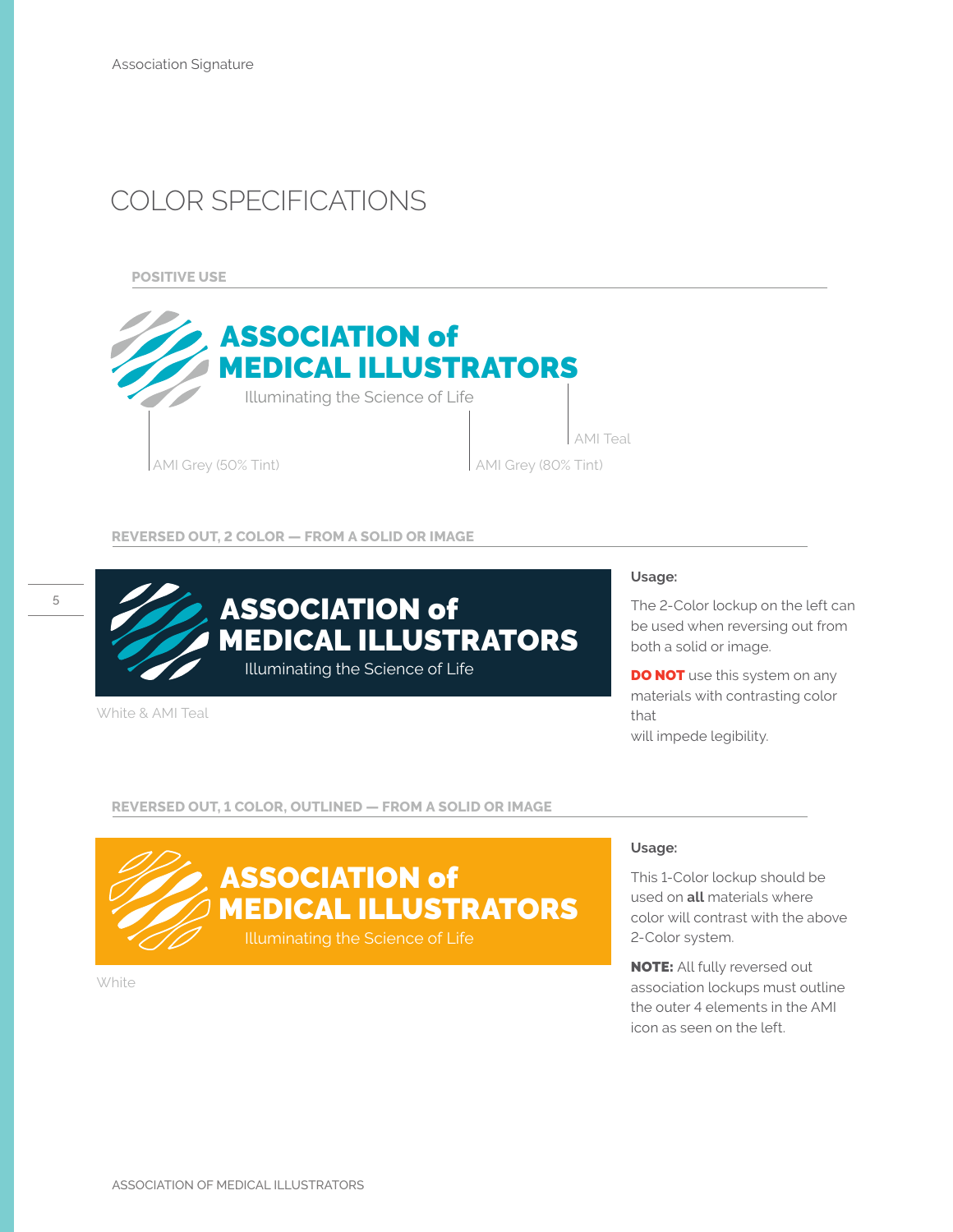# COLOR SPECIFICATIONS

## POSITIVE USE

ASSOCIATION of MEDICAL ILLUSTRATORS

Illuminating the Science of Life

AMI Teal

AMI Grey (50% Tint)

AMI Grey (80% Tint)

## REVERSED OUT, 2 COLOR — FROM A SOLID OR IMAGE

ASSOCIATION of MEDICAL ILLUSTRATORS

Illuminating the Science of Life

White & AMI Teal

**Usage:**

The 2-Color lockup on the left can be used when reversing out from both a solid or image.

**DO NOT** use this system on any materials with contrasting color that will impede legibility.

## REVERSED OUT, 1 COLOR, OUTLINED — FROM A SOLID OR IMAGE

ASSOCIATION of MEDICAL ILLUSTRATORS

Illuminating the Science of Life

White

**Usage:**

This 1-Color lockup should be used on **all** materials where color will contrast with the above 2-Color system.

**NOTE:** All fully reversed out association lockups must outline the outer 4 elements in the AMI icon as seen on the left.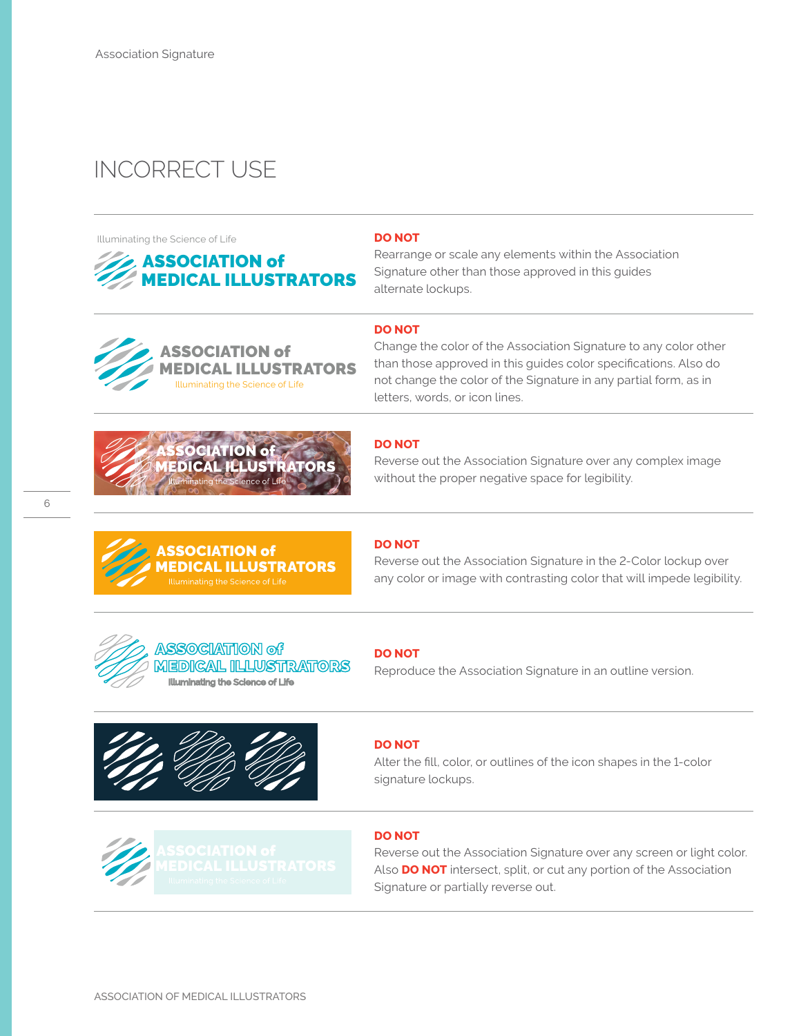# INCORRECT USE

**DO NOT**
Rearrange or scale any elements within the Association Signature other than those approved in this guides alternate lockups.

**DO NOT**
Change the color of the Association Signature to any color other than those approved in this guides color specifications. Also do not change the color of the Signature in any partial form, as in letters, words, or icon lines.

**DO NOT**
Reverse out the Association Signature over any complex image without the proper negative space for legibility.

**DO NOT**
Reverse out the Association Signature in the 2-Color lockup over any color or image with contrasting color that will impede legibility.

**DO NOT**
Reproduce the Association Signature in an outline version.

**DO NOT**
Alter the fill, color, or outlines of the icon shapes in the 1-color signature lockups.

**DO NOT**
Reverse out the Association Signature over any screen or light color. Also **DO NOT** intersect, split, or cut any portion of the Association Signature or partially reverse out.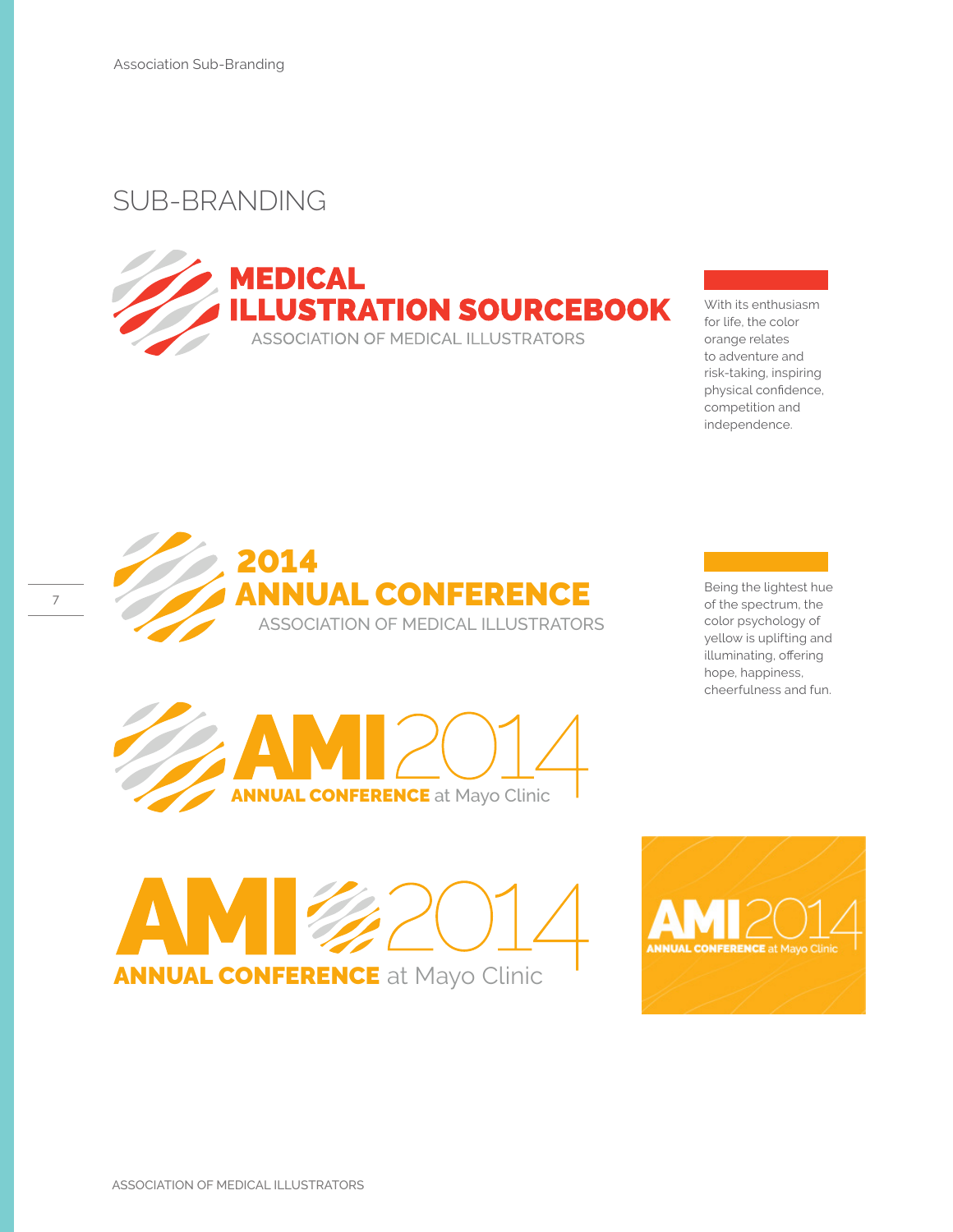## SUB-BRANDING

MEDICAL ILLUSTRATION SOURCEBOOK
ASSOCIATION OF MEDICAL ILLUSTRATORS

With its enthusiasm for life, the color orange relates to adventure and risk-taking, inspiring physical confidence, competition and independence.

2014 ANNUAL CONFERENCE
ASSOCIATION OF MEDICAL ILLUSTRATORS

Being the lightest hue of the spectrum, the color psychology of yellow is uplifting and illuminating, offering hope, happiness, cheerfulness and fun.

AMI2014
ANNUAL CONFERENCE at Mayo Clinic

AMI2014
ANNUAL CONFERENCE at Mayo Clinic

AMI2014
ANNUAL CONFERENCE at Mayo Clinic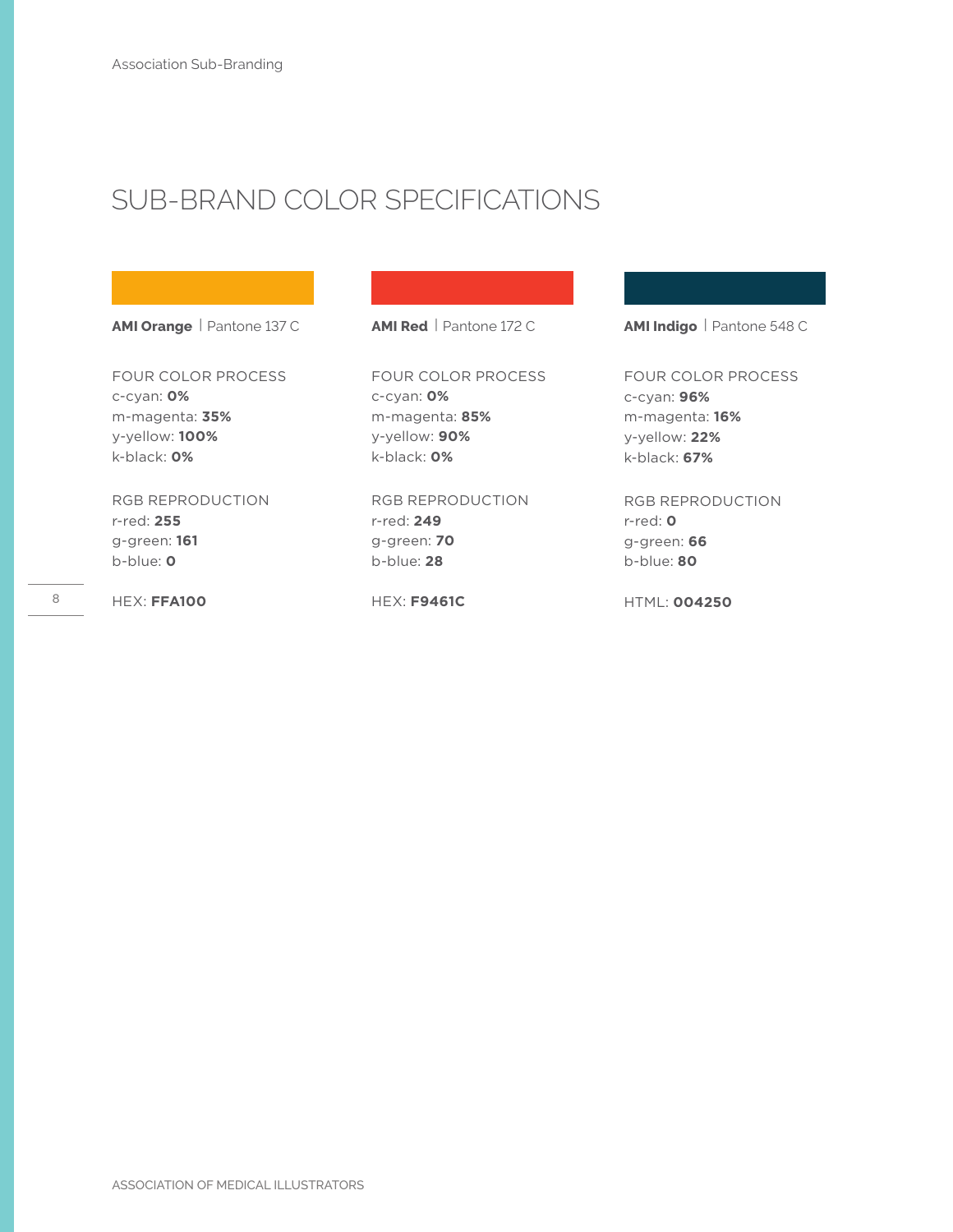# SUB-BRAND COLOR SPECIFICATIONS

**AMI Orange** | Pantone 137 C

FOUR COLOR PROCESS
c-cyan: **0%**
m-magenta: **35%**
y-yellow: **100%**
k-black: **0%**

RGB REPRODUCTION
r-red: **255**
g-green: **161**
b-blue: **0**

HEX: **FFA100**

**AMI Red** | Pantone 172 C

FOUR COLOR PROCESS
c-cyan: **0%**
m-magenta: **85%**
y-yellow: **90%**
k-black: **0%**

RGB REPRODUCTION
r-red: **249**
g-green: **70**
b-blue: **28**

HEX: **F9461C**

**AMI Indigo** | Pantone 548 C

FOUR COLOR PROCESS
c-cyan: **96%**
m-magenta: **16%**
y-yellow: **22%**
k-black: **67%**

RGB REPRODUCTION
r-red: **0**
g-green: **66**
b-blue: **80**

HTML: **004250**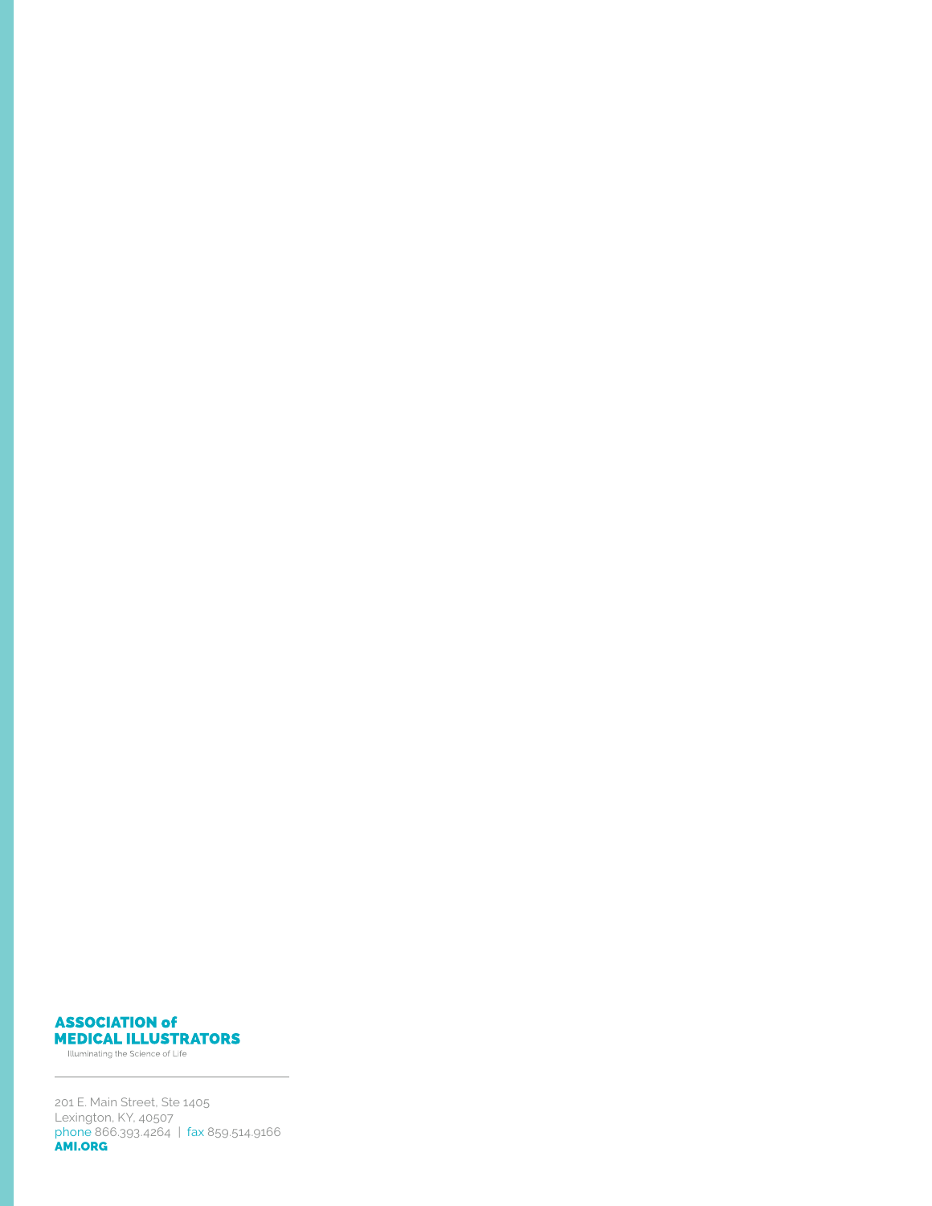**ASSOCIATION of**
**MEDICAL ILLUSTRATORS**
Illuminating the Science of Life

---

201 E. Main Street, Ste 1405
Lexington, KY, 40507
phone 866.393.4264 | fax 859.514.9166
**AMI.ORG**